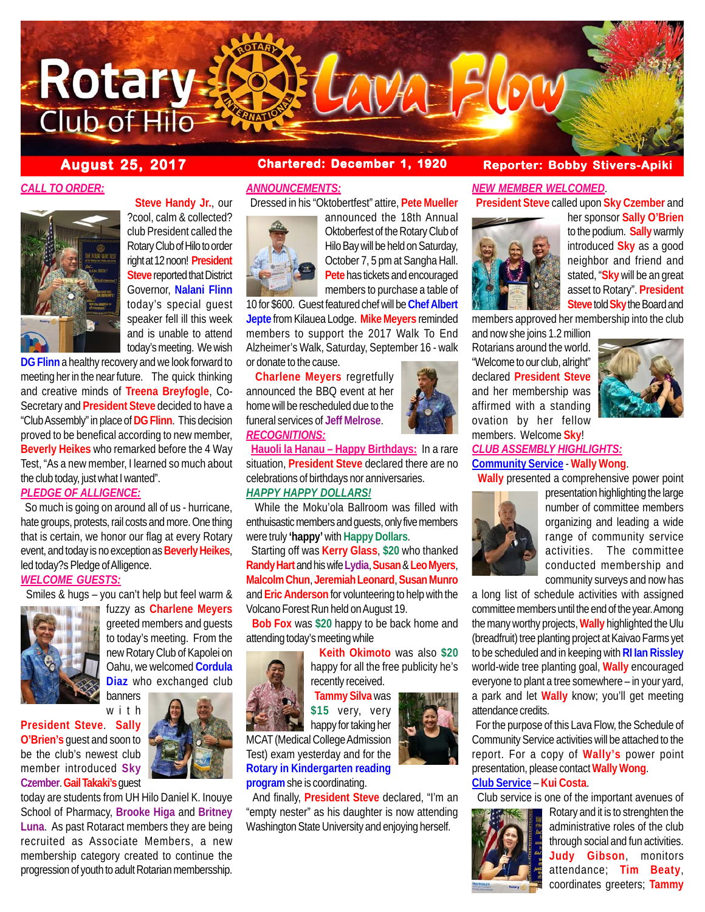# Rotary Club of Hilo Lava Flow

**August 25, 2017** | **Chartered: December 1, 1920** | **Reporter: Bobby Stivers-Apiki**

## CALL TO ORDER:

**Steve Handy Jr.**, our ?cool, calm & collected? club President called the Rotary Club of Hilo to order right at 12 noon! **President Steve** reported that District Governor, **Nalani Flinn** today's special guest speaker fell ill this week and is unable to attend today's meeting. We wish **DG Flinn** a healthy recovery and we look forward to meeting her in the near future. The quick thinking and creative minds of **Treena Breyfogle**, Co-Secretary and **President Steve** decided to have a "Club Assembly" in place of **DG Flinn**. This decision proved to be benefical according to new member, **Beverly Heikes** who remarked before the 4 Way Test, "As a new member, I learned so much about the club today, just what I wanted".

## PLEDGE OF ALLIGENCE:

So much is going on around all of us - hurricane, hate groups, protests, rail costs and more. One thing that is certain, we honor our flag at every Rotary event, and today is no exception as **Beverly Heikes**, led today?s Pledge of Alligence.

## WELCOME GUESTS:

Smiles & hugs – you can't help but feel warm & fuzzy as **Charlene Meyers** greeted members and guests to today's meeting. From the new Rotary Club of Kapolei on Oahu, we welcomed **Cordula Diaz** who exchanged club banners with **President Steve**. **Sally O'Brien's** guest and soon to be the club's newest club member introduced **Sky Czember**. **Gail Takaki's** guest today are students from UH Hilo Daniel K. Inouye School of Pharmacy, **Brooke Higa** and **Britney Luna**. As past Rotaract members they are being recruited as Associate Members, a new membership category created to continue the progression of youth to adult Rotarian membersship.

## ANNOUNCEMENTS:

Dressed in his "Oktobertfest" attire, **Pete Mueller** announced the 18th Annual Oktoberfest of the Rotary Club of Hilo Bay will be held on Saturday, October 7, 5 pm at Sangha Hall. **Pete** has tickets and encouraged members to purchase a table of 10 for $600. Guest featured chef will be **Chef Albert Jepte** from Kilauea Lodge. **Mike Meyers** reminded members to support the 2017 Walk To End Alzheimer's Walk, Saturday, September 16 - walk or donate to the cause.

**Charlene Meyers** regretfully announced the BBQ event at her home will be rescheduled due to the funeral services of **Jeff Melrose**.

## RECOGNITIONS:

**Hauoli la Hanau – Happy Birthdays:** In a rare situation, **President Steve** declared there are no celebrations of birthdays nor anniversaries.

## HAPPY HAPPY DOLLARS!

While the Moku'ola Ballroom was filled with enthuisastic members and guests, only five members were truly **'happy'** with **Happy Dollars**.

Starting off was **Kerry Glass**, **$20** who thanked **Randy Hart** and his wife **Lydia**, **Susan** & **Leo Myers**, **Malcolm Chun**, **Jeremiah Leonard**, **Susan Munro** and **Eric Anderson** for volunteering to help with the Volcano Forest Run held on August 19.

**Bob Fox** was **$20** happy to be back home and attending today's meeting while **Keith Okimoto** was also **$20** happy for all the free publicity he's recently received.

**Tammy Silva** was **$15** very, very happy for taking her MCAT (Medical College Admission Test) exam yesterday and for the **Rotary in Kindergarten reading program** she is coordinating.

And finally, **President Steve** declared, "I'm an "empty nester" as his daughter is now attending Washington State University and enjoying herself.

## NEW MEMBER WELCOMED.

**President Steve** called upon **Sky Czember** and her sponsor **Sally O'Brien** to the podium. **Sally** warmly introduced **Sky** as a good neighbor and friend and stated, "**Sky** will be an great asset to Rotary". **President Steve** told **Sky** the Board and members approved her membership into the club and now she joins 1.2 million Rotarians around the world. "Welcome to our club, alright" declared **President Steve** and her membership was affirmed with a standing ovation by her fellow members. Welcome **Sky**!

## CLUB ASSEMBLY HIGHLIGHTS:

**Community Service** - **Wally Wong**.

**Wally** presented a comprehensive power point presentation highlighting the large number of committee members organizing and leading a wide range of community service activities. The committee conducted membership and community surveys and now has a long list of schedule activities with assigned committee members until the end of the year. Among the many worthy projects, **Wally** highlighted the Ulu (breadfruit) tree planting project at Kaivao Farms yet to be scheduled and in keeping with **RI Ian Rissley** world-wide tree planting goal, **Wally** encouraged everyone to plant a tree somewhere – in your yard, a park and let **Wally** know; you'll get meeting attendance credits.

For the purpose of this Lava Flow, the Schedule of Community Service activities will be attached to the report. For a copy of **Wally's** power point presentation, please contact **Wally Wong**.

**Club Service** – **Kui Costa**.

Club service is one of the important avenues of Rotary and it is to strenghten the administrative roles of the club through social and fun activities. **Judy Gibson**, monitors attendance; **Tim Beaty**, coordinates greeters; **Tammy**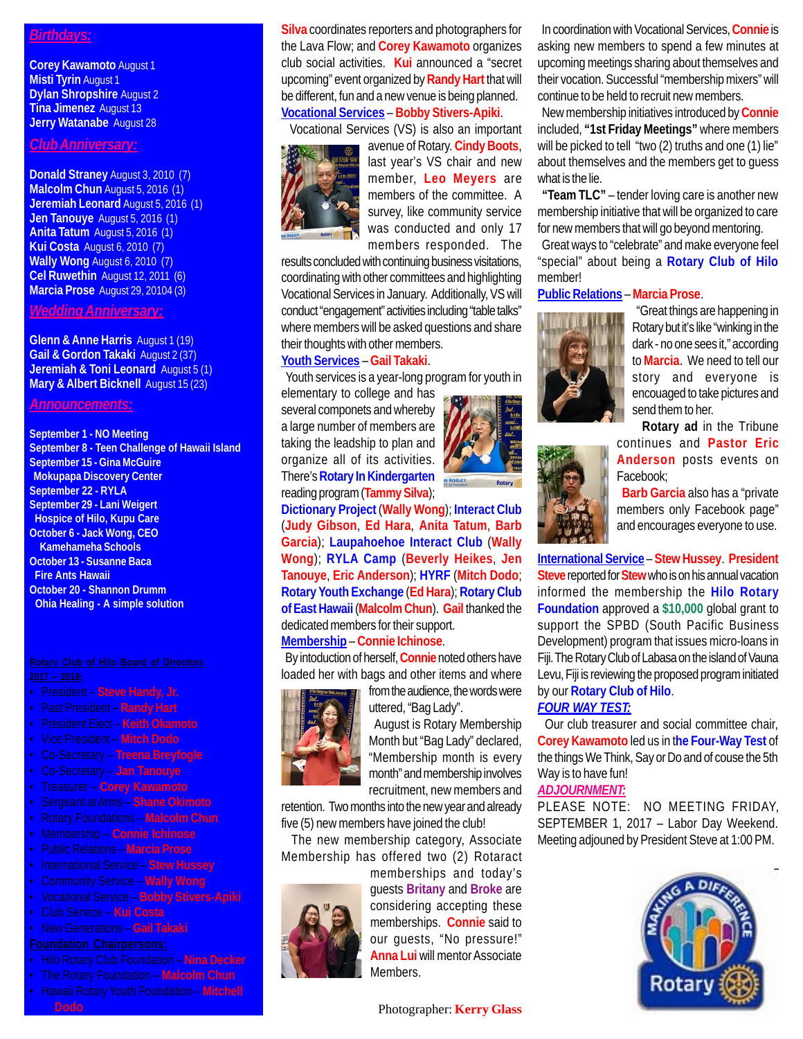## *Birthdays:*

**Corey Kawamoto** August 1
**Misti Tyrin** August 1
**Dylan Shropshire** August 2
**Tina Jimenez** August 13
**Jerry Watanabe** August 28

## *Club Anniversary:*

**Donald Straney** August 3, 2010 (7)
**Malcolm Chun** August 5, 2016 (1)
**Jeremiah Leonard** August 5, 2016 (1)
**Jen Tanouye** August 5, 2016 (1)
**Anita Tatum** August 5, 2016 (1)
**Kui Costa** August 6, 2010 (7)
**Wally Wong** August 6, 2010 (7)
**Cel Ruwethin** August 12, 2011 (6)
**Marcia Prose** August 29, 20104 (3)

## *Wedding Anniversary:*

**Glenn & Anne Harris** August 1 (19)
**Gail & Gordon Takaki** August 2 (37)
**Jeremiah & Toni Leonard** August 5 (1)
**Mary & Albert Bicknell** August 15 (23)

## *Announcements:*

**September 1 - NO Meeting**
**September 8 - Teen Challenge of Hawaii Island**
**September 15 - Gina McGuire**
**Mokupapa Discovery Center**
**September 22 - RYLA**
**September 29 - Lani Weigert**
**Hospice of Hilo, Kupu Care**
**October 6 - Jack Wong, CEO**
**Kamehameha Schools**
**October 13 - Susanne Baca**
**Fire Ants Hawaii**
**October 20 - Shannon Drumm**
**Ohia Healing - A simple solution**

**Rotary Club of Hilo Board of Directors**
**2017 – 2018:**

- President – **Steve Handy, Jr.**
- Past President – **Randy Hart**
- President Elect – **Keith Okamoto**
- Vice President – **Mitch Dodo**
- Co-Secretary – **Treena Breyfogle**
- Co-Secretary – **Jan Tanouye**
- Treasurer – **Corey Kawamoto**
- Sergeant at Arms – **Shane Okimoto**
- Rotary Foundations – **Malcolm Chun**
- Membership – **Connie Ichinose**
- Public Relations – **Marcia Prose**
- International Service – **Stew Hussey**
- Community Service – **Wally Wong**
- Vocational Service – **Bobby Stivers-Apiki**
- Club Service – **Kui Costa**
- New Generations – **Gail Takaki**

**Foundation Chairpersons:**

- Hilo Rotary Club Foundation – **Nina Decker**
- The Rotary Foundation – **Malcolm Chun**
- Hawaii Rotary Youth Foundation – **Mitchell Dodo**

**Silva** coordinates reporters and photographers for the Lava Flow; and **Corey Kawamoto** organizes club social activities. **Kui** announced a "secret upcoming" event organized by **Randy Hart** that will be different, fun and a new venue is being planned.

**Vocational Services** – **Bobby Stivers-Apiki**.

Vocational Services (VS) is also an important avenue of Rotary. **Cindy Boots**, last year's VS chair and new member, **Leo Meyers** are members of the committee. A survey, like community service was conducted and only 17 members responded. The results concluded with continuing business visitations, coordinating with other committees and highlighting Vocational Services in January. Additionally, VS will conduct "engagement" activities including "table talks" where members will be asked questions and share their thoughts with other members.

**Youth Services** – **Gail Takaki**.

Youth services is a year-long program for youth in elementary to college and has several componets and whereby a large number of members are taking the leadship to plan and organize all of its activities. There's **Rotary In Kindergarten** reading program (**Tammy Silva**); **Dictionary Project** (**Wally Wong**); **Interact Club** (**Judy Gibson**, **Ed Hara**, **Anita Tatum**, **Barb Garcia**); **Laupahoehoe Interact Club** (**Wally Wong**); **RYLA Camp** (**Beverly Heikes**, **Jen Tanouye**, **Eric Anderson**); **HYRF** (**Mitch Dodo**; **Rotary Youth Exchange** (**Ed Hara**); **Rotary Club of East Hawaii** (**Malcolm Chun**). **Gail** thanked the dedicated members for their support.

**Membership** – **Connie Ichinose**.

By intoduction of herself, **Connie** noted others have loaded her with bags and other items and where from the audience, the words were uttered, "Bag Lady".

August is Rotary Membership Month but "Bag Lady" declared, "Membership month is every month" and membership involves recruitment, new members and retention. Two months into the new year and already five (5) new members have joined the club!

The new membership category, Associate Membership has offered two (2) Rotaract memberships and today's guests **Britany** and **Broke** are considering accepting these memberships. **Connie** said to our guests, "No pressure!" **Anna Lui** will mentor Associate Members.

Photographer: **Kerry Glass**

In coordination with Vocational Services, **Connie** is asking new members to spend a few minutes at upcoming meetings sharing about themselves and their vocation. Successful "membership mixers" will continue to be held to recruit new members.

New membership initiatives introduced by **Connie** included, **"1st Friday Meetings"** where members will be picked to tell "two (2) truths and one (1) lie" about themselves and the members get to guess what is the lie.

**"Team TLC"** – tender loving care is another new membership initiative that will be organized to care for new members that will go beyond mentoring.

Great ways to "celebrate" and make everyone feel "special" about being a **Rotary Club of Hilo** member!

**Public Relations** – **Marcia Prose**.

"Great things are happening in Rotary but it's like "winking in the dark - no one sees it," according to **Marcia**. We need to tell our story and everyone is encouaged to take pictures and send them to her.

**Rotary ad** in the Tribune continues and **Pastor Eric Anderson** posts events on Facebook;

**Barb Garcia** also has a "private members only Facebook page" and encourages everyone to use.

**International Service** – **Stew Hussey**. **President Steve** reported for **Stew** who is on his annual vacation informed the membership the **Hilo Rotary Foundation** approved a **$10,000** global grant to support the SPBD (South Pacific Business Development) program that issues micro-loans in Fiji. The Rotary Club of Labasa on the island of Vauna Levu, Fiji is reviewing the proposed program initiated by our **Rotary Club of Hilo**.

***FOUR WAY TEST:***

Our club treasurer and social committee chair, **Corey Kawamoto** led us in **the Four-Way Test** of the things We Think, Say or Do and of couse the 5th Way is to have fun!

***ADJOURNMENT:***

PLEASE NOTE: NO MEETING FRIDAY, SEPTEMBER 1, 2017 – Labor Day Weekend. Meeting adjouned by President Steve at 1:00 PM.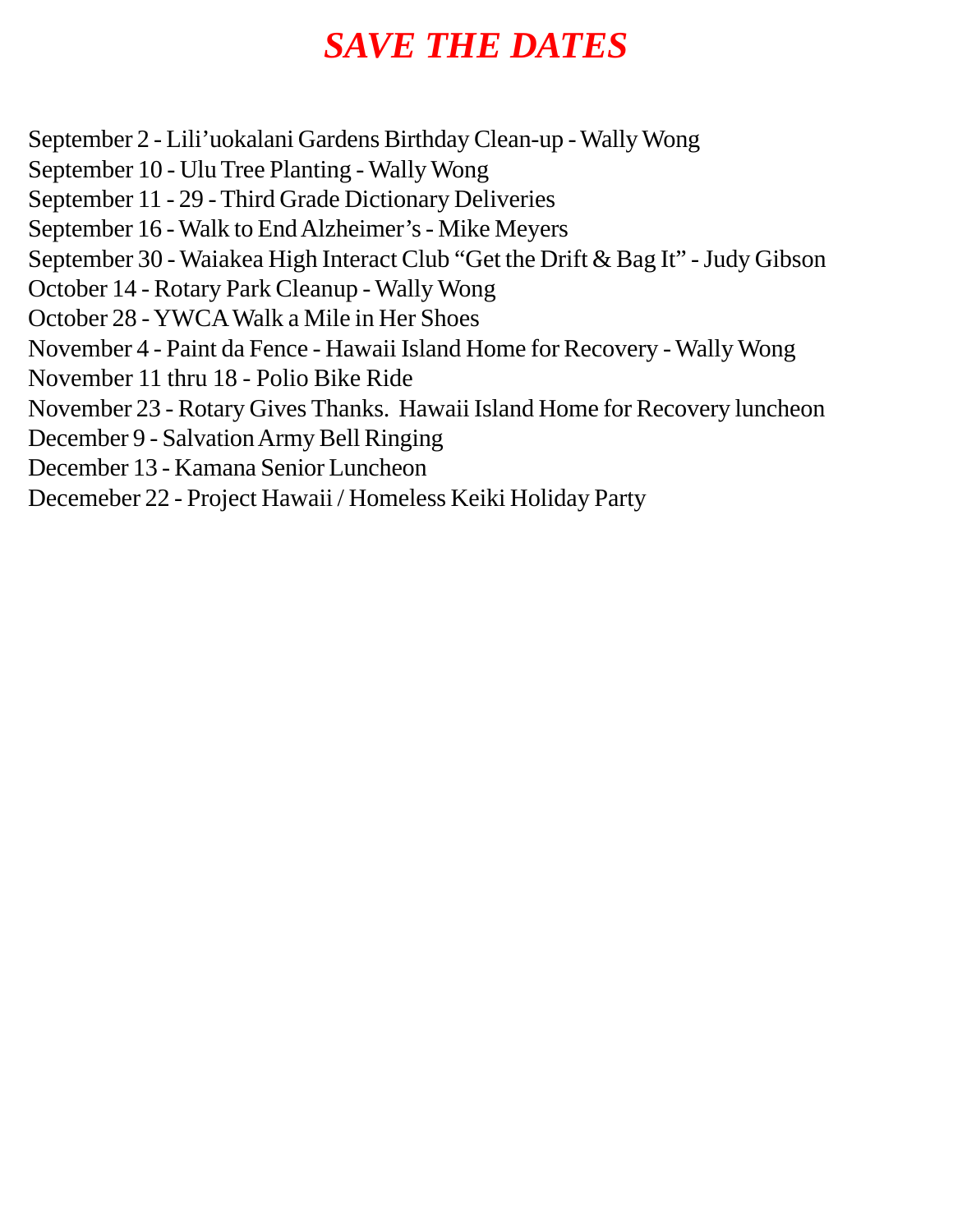# *SAVE THE DATES*

September 2 - Lili'uokalani Gardens Birthday Clean-up - Wally Wong
September 10 - Ulu Tree Planting - Wally Wong
September 11 - 29 - Third Grade Dictionary Deliveries
September 16 - Walk to End Alzheimer's - Mike Meyers
September 30 - Waiakea High Interact Club "Get the Drift & Bag It" - Judy Gibson
October 14 - Rotary Park Cleanup - Wally Wong
October 28 - YWCA Walk a Mile in Her Shoes
November 4 - Paint da Fence - Hawaii Island Home for Recovery - Wally Wong
November 11 thru 18 - Polio Bike Ride
November 23 - Rotary Gives Thanks.  Hawaii Island Home for Recovery luncheon
December 9 - Salvation Army Bell Ringing
December 13 - Kamana Senior Luncheon
Decemeber 22 - Project Hawaii / Homeless Keiki Holiday Party